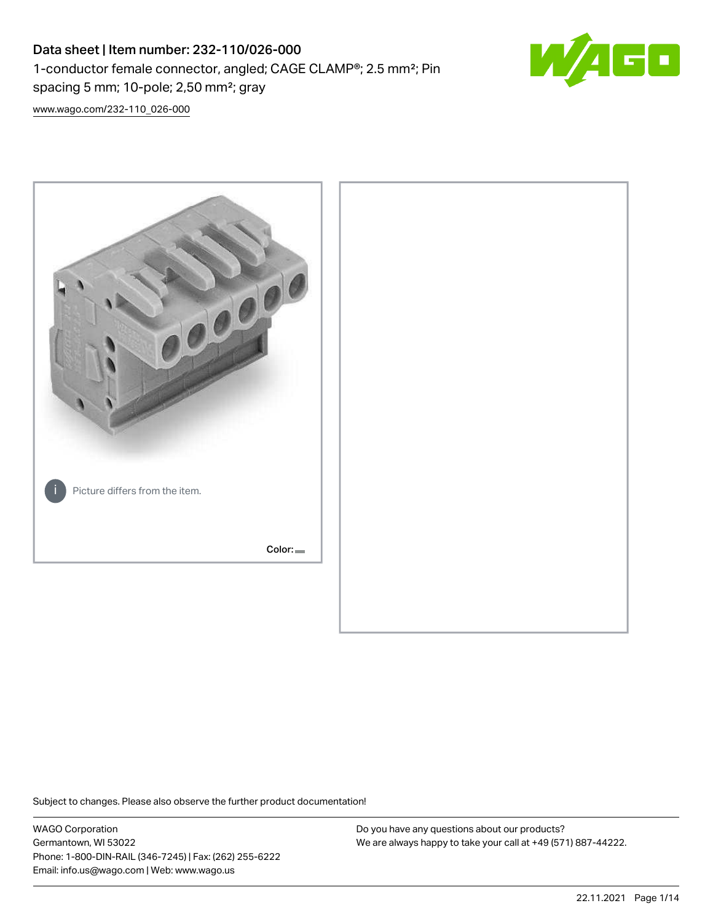# Data sheet | Item number: 232-110/026-000

1-conductor female connector, angled; CAGE CLAMP®; 2.5 mm²; Pin spacing 5 mm; 10-pole; 2,50 mm²; gray

www.wago.com/232-110_026-000

Picture differs from the item.

Color:

Subject to changes. Please also observe the further product documentation!

WAGO Corporation
Germantown, WI 53022
Phone: 1-800-DIN-RAIL (346-7245) | Fax: (262) 255-6222
Email: info.us@wago.com | Web: www.wago.us

Do you have any questions about our products?
We are always happy to take your call at +49 (571) 887-44222.

22.11.2021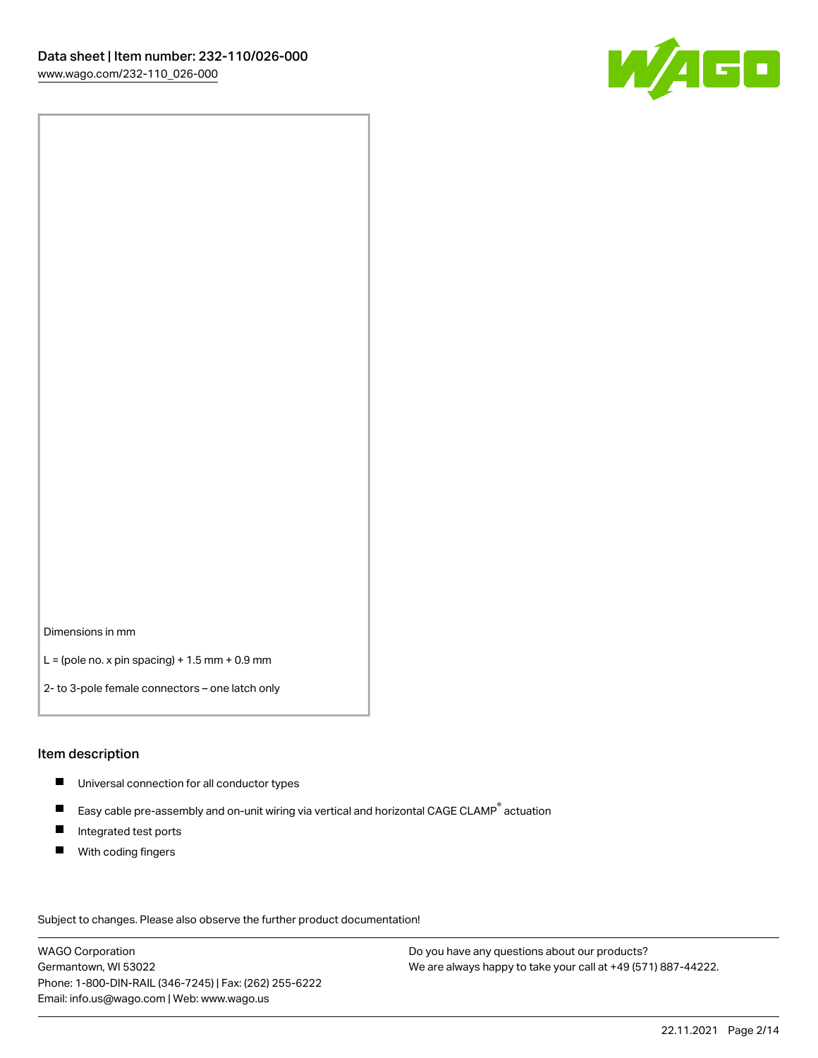Dimensions in mm

L = (pole no. x pin spacing) + 1.5 mm + 0.9 mm

2- to 3-pole female connectors – one latch only

## Item description

- Universal connection for all conductor types
- Easy cable pre-assembly and on-unit wiring via vertical and horizontal CAGE CLAMP® actuation
- Integrated test ports
- With coding fingers

Subject to changes. Please also observe the further product documentation!

WAGO Corporation
Germantown, WI 53022
Phone: 1-800-DIN-RAIL (346-7245) | Fax: (262) 255-6222
Email: info.us@wago.com | Web: www.wago.us

Do you have any questions about our products?
We are always happy to take your call at +49 (571) 887-44222.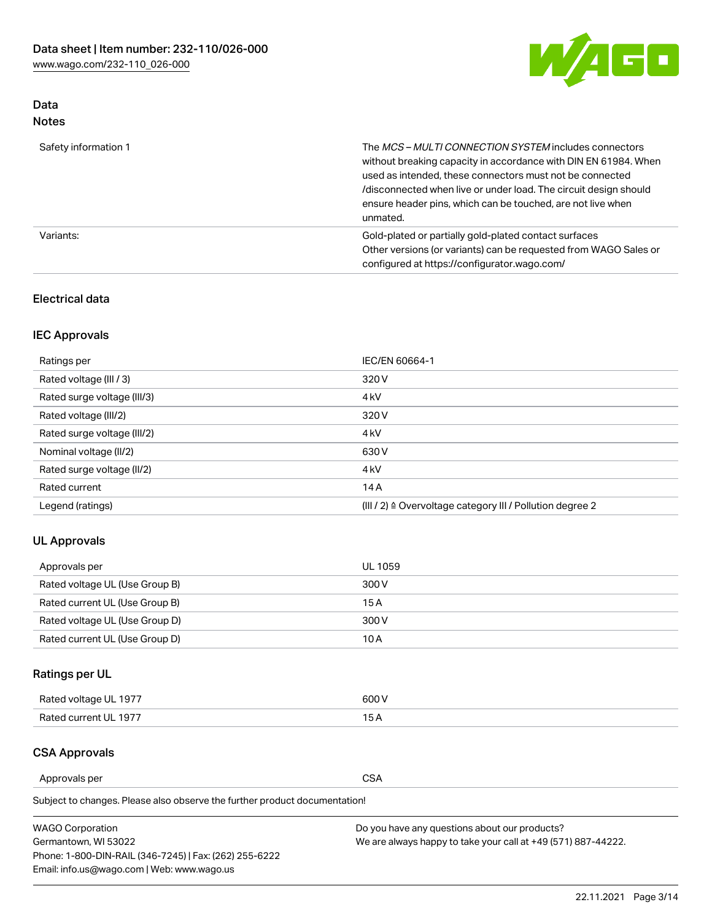## Data

### Notes

| | |
|---|---|
| Safety information 1 | The *MCS – MULTI CONNECTION SYSTEM* includes connectors without breaking capacity in accordance with DIN EN 61984. When used as intended, these connectors must not be connected /disconnected when live or under load. The circuit design should ensure header pins, which can be touched, are not live when unmated. |
| Variants: | Gold-plated or partially gold-plated contact surfaces<br>Other versions (or variants) can be requested from WAGO Sales or configured at https://configurator.wago.com/ |

## Electrical data

### IEC Approvals

| | |
|---|---|
| Ratings per | IEC/EN 60664-1 |
| Rated voltage (III / 3) | 320 V |
| Rated surge voltage (III/3) | 4 kV |
| Rated voltage (III/2) | 320 V |
| Rated surge voltage (III/2) | 4 kV |
| Nominal voltage (II/2) | 630 V |
| Rated surge voltage (II/2) | 4 kV |
| Rated current | 14 A |
| Legend (ratings) | (III / 2) ≙ Overvoltage category III / Pollution degree 2 |

### UL Approvals

| | |
|---|---|
| Approvals per | UL 1059 |
| Rated voltage UL (Use Group B) | 300 V |
| Rated current UL (Use Group B) | 15 A |
| Rated voltage UL (Use Group D) | 300 V |
| Rated current UL (Use Group D) | 10 A |

### Ratings per UL

| | |
|---|---|
| Rated voltage UL 1977 | 600 V |
| Rated current UL 1977 | 15 A |

### CSA Approvals

| | |
|---|---|
| Approvals per | CSA |

Subject to changes. Please also observe the further product documentation!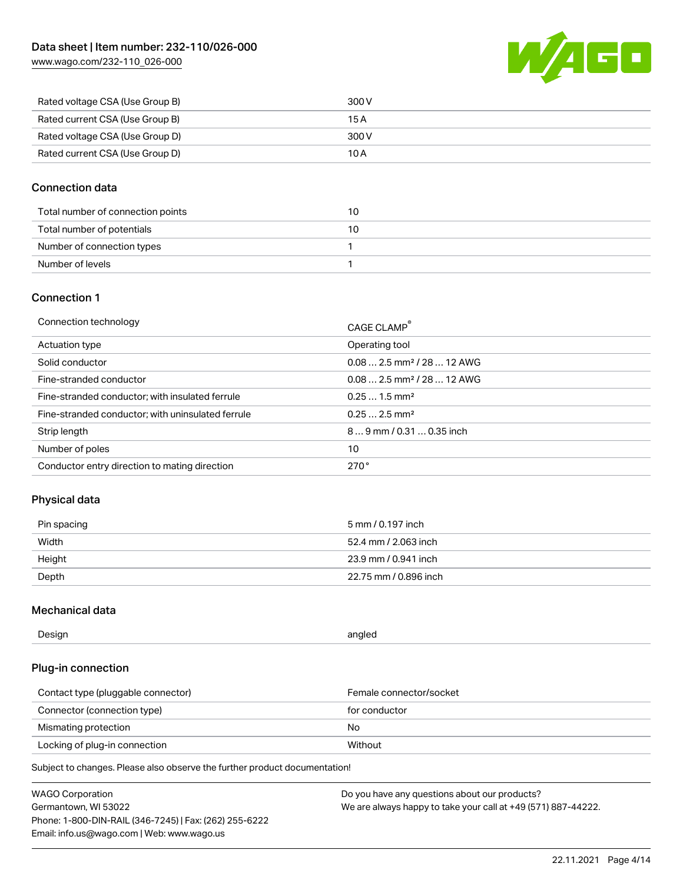| | |
|---|---|
| Rated voltage CSA (Use Group B) | 300 V |
| Rated current CSA (Use Group B) | 15 A |
| Rated voltage CSA (Use Group D) | 300 V |
| Rated current CSA (Use Group D) | 10 A |

## Connection data

| | |
|---|---|
| Total number of connection points | 10 |
| Total number of potentials | 10 |
| Number of connection types | 1 |
| Number of levels | 1 |

## Connection 1

| | |
|---|---|
| Connection technology | CAGE CLAMP® |
| Actuation type | Operating tool |
| Solid conductor | 0.08 … 2.5 mm² / 28 … 12 AWG |
| Fine-stranded conductor | 0.08 … 2.5 mm² / 28 … 12 AWG |
| Fine-stranded conductor; with insulated ferrule | 0.25 … 1.5 mm² |
| Fine-stranded conductor; with uninsulated ferrule | 0.25 … 2.5 mm² |
| Strip length | 8 … 9 mm / 0.31 … 0.35 inch |
| Number of poles | 10 |
| Conductor entry direction to mating direction | 270 ° |

## Physical data

| | |
|---|---|
| Pin spacing | 5 mm / 0.197 inch |
| Width | 52.4 mm / 2.063 inch |
| Height | 23.9 mm / 0.941 inch |
| Depth | 22.75 mm / 0.896 inch |

## Mechanical data

| | |
|---|---|
| Design | angled |

## Plug-in connection

| | |
|---|---|
| Contact type (pluggable connector) | Female connector/socket |
| Connector (connection type) | for conductor |
| Mismating protection | No |
| Locking of plug-in connection | Without |

Subject to changes. Please also observe the further product documentation!

WAGO Corporation
Germantown, WI 53022
Phone: 1-800-DIN-RAIL (346-7245) | Fax: (262) 255-6222
Email: info.us@wago.com | Web: www.wago.us

Do you have any questions about our products?
We are always happy to take your call at +49 (571) 887-44222.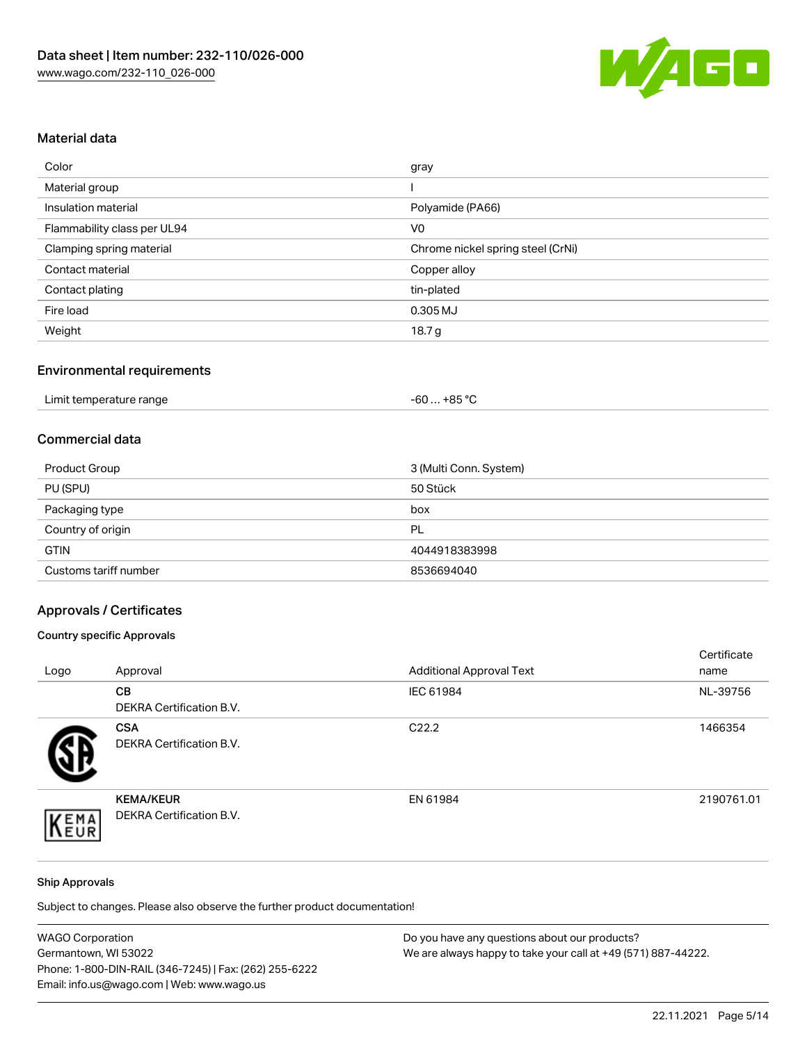## Material data

| | |
|---|---|
| Color | gray |
| Material group | I |
| Insulation material | Polyamide (PA66) |
| Flammability class per UL94 | V0 |
| Clamping spring material | Chrome nickel spring steel (CrNi) |
| Contact material | Copper alloy |
| Contact plating | tin-plated |
| Fire load | 0.305 MJ |
| Weight | 18.7 g |

## Environmental requirements

| | |
|---|---|
| Limit temperature range | -60 … +85 °C |

## Commercial data

| | |
|---|---|
| Product Group | 3 (Multi Conn. System) |
| PU (SPU) | 50 Stück |
| Packaging type | box |
| Country of origin | PL |
| GTIN | 4044918383998 |
| Customs tariff number | 8536694040 |

## Approvals / Certificates

### Country specific Approvals

| Logo | Approval | Additional Approval Text | Certificate name |
|---|---|---|---|
| | **CB**<br>DEKRA Certification B.V. | IEC 61984 | NL-39756 |
| | **CSA**<br>DEKRA Certification B.V. | C22.2 | 1466354 |
| | **KEMA/KEUR**<br>DEKRA Certification B.V. | EN 61984 | 2190761.01 |

### Ship Approvals

Subject to changes. Please also observe the further product documentation!

WAGO Corporation
Germantown, WI 53022
Phone: 1-800-DIN-RAIL (346-7245) | Fax: (262) 255-6222
Email: info.us@wago.com | Web: www.wago.us

Do you have any questions about our products?
We are always happy to take your call at +49 (571) 887-44222.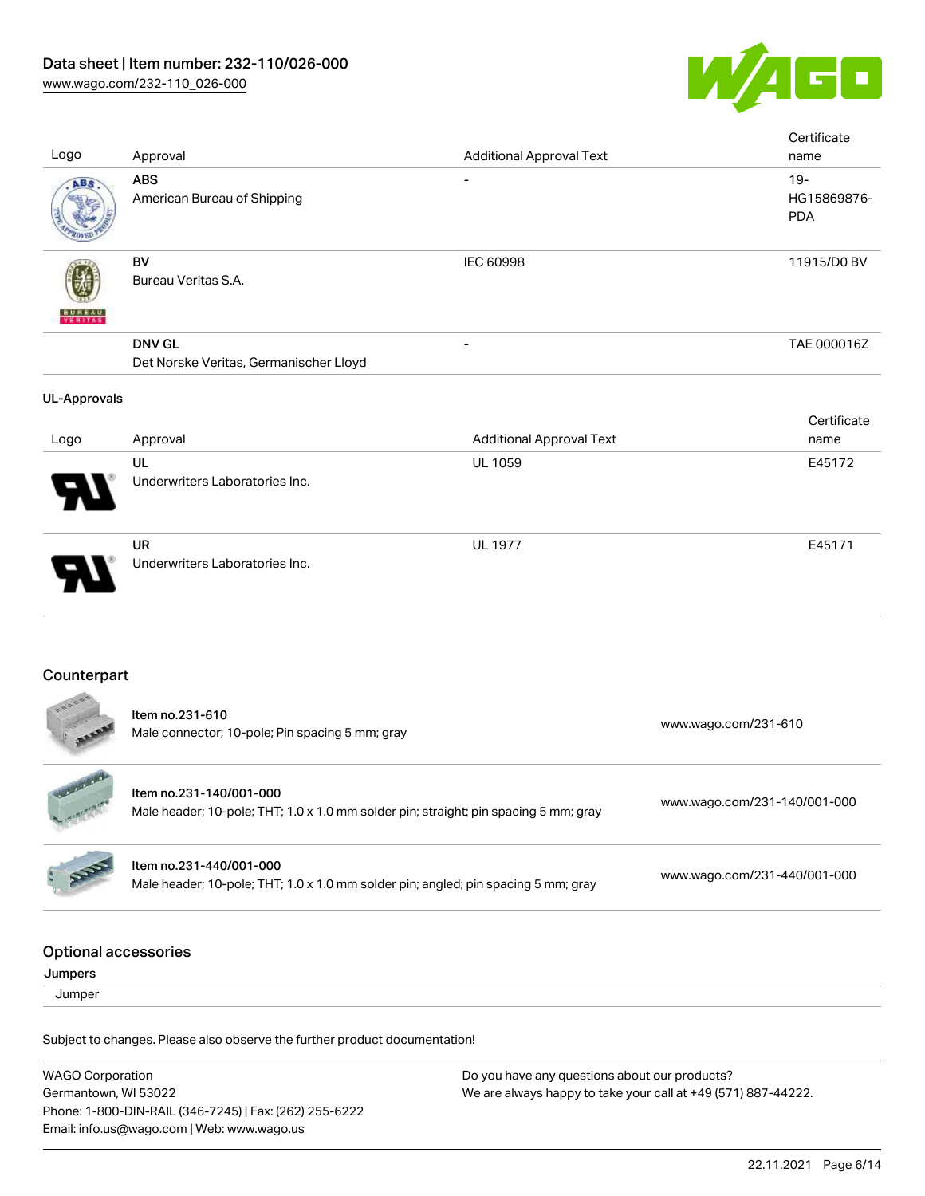| Logo | Approval | Additional Approval Text | Certificate name |
| --- | --- | --- | --- |
| | **ABS** American Bureau of Shipping | - | 19-HG15869876-PDA |
| | **BV** Bureau Veritas S.A. | IEC 60998 | 11915/D0 BV |
| | **DNV GL** Det Norske Veritas, Germanischer Lloyd | - | TAE 000016Z |

### UL-Approvals

| Logo | Approval | Additional Approval Text | Certificate name |
| --- | --- | --- | --- |
| | **UL** Underwriters Laboratories Inc. | UL 1059 | E45172 |
| | **UR** Underwriters Laboratories Inc. | UL 1977 | E45171 |

## Counterpart

| | | |
| --- | --- | --- |
| | Item no.231-610 Male connector; 10-pole; Pin spacing 5 mm; gray | www.wago.com/231-610 |
| | Item no.231-140/001-000 Male header; 10-pole; THT; 1.0 x 1.0 mm solder pin; straight; pin spacing 5 mm; gray | www.wago.com/231-140/001-000 |
| | Item no.231-440/001-000 Male header; 10-pole; THT; 1.0 x 1.0 mm solder pin; angled; pin spacing 5 mm; gray | www.wago.com/231-440/001-000 |

## Optional accessories

Jumpers

Jumper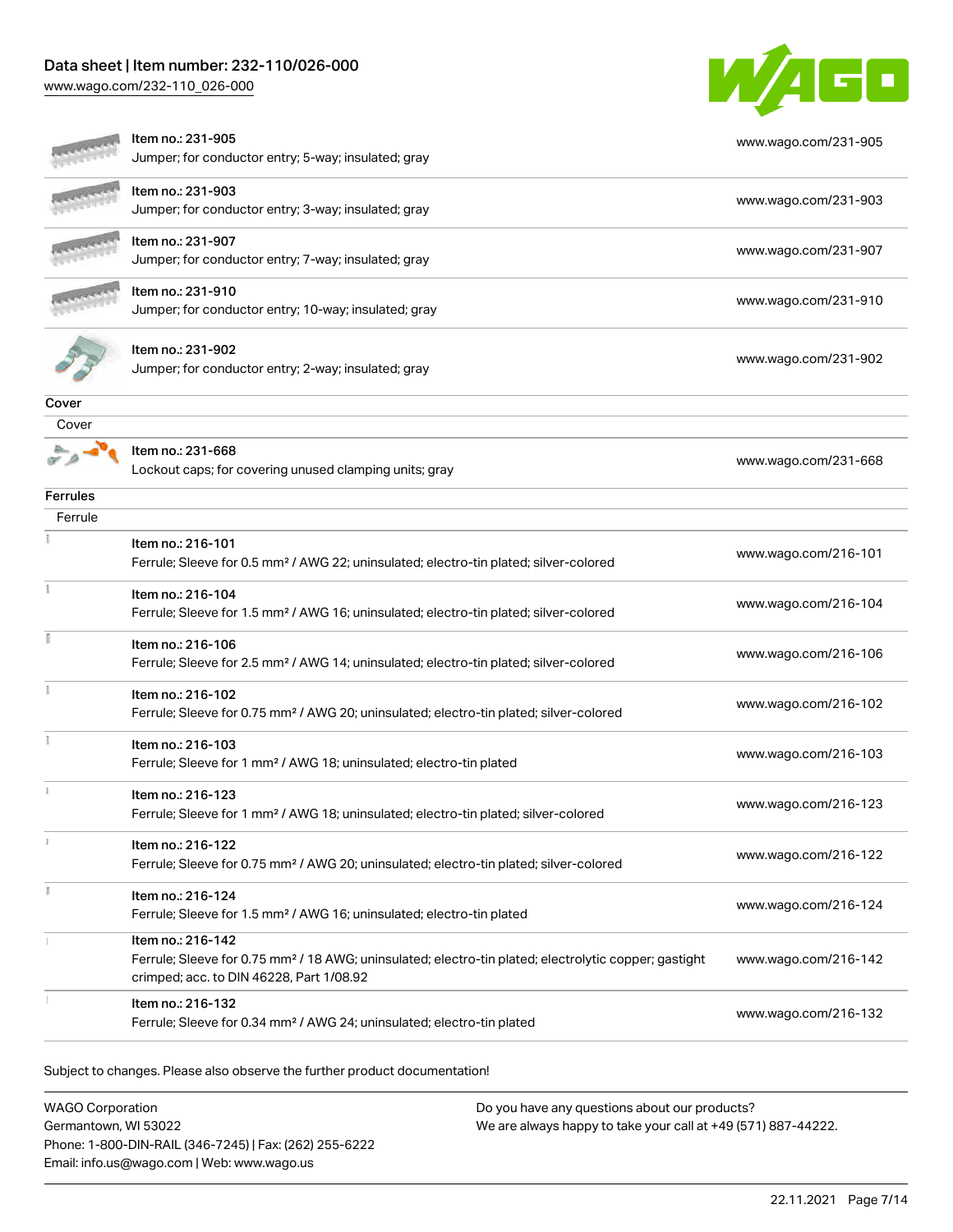| Item | URL |
|---|---|
| Item no.: 231-905<br>Jumper; for conductor entry; 5-way; insulated; gray | www.wago.com/231-905 |
| Item no.: 231-903<br>Jumper; for conductor entry; 3-way; insulated; gray | www.wago.com/231-903 |
| Item no.: 231-907<br>Jumper; for conductor entry; 7-way; insulated; gray | www.wago.com/231-907 |
| Item no.: 231-910<br>Jumper; for conductor entry; 10-way; insulated; gray | www.wago.com/231-910 |
| Item no.: 231-902<br>Jumper; for conductor entry; 2-way; insulated; gray | www.wago.com/231-902 |

### Cover

Cover

| Item | URL |
|---|---|
| Item no.: 231-668<br>Lockout caps; for covering unused clamping units; gray | www.wago.com/231-668 |

### Ferrules

Ferrule

| Item | URL |
|---|---|
| Item no.: 216-101<br>Ferrule; Sleeve for 0.5 mm² / AWG 22; uninsulated; electro-tin plated; silver-colored | www.wago.com/216-101 |
| Item no.: 216-104<br>Ferrule; Sleeve for 1.5 mm² / AWG 16; uninsulated; electro-tin plated; silver-colored | www.wago.com/216-104 |
| Item no.: 216-106<br>Ferrule; Sleeve for 2.5 mm² / AWG 14; uninsulated; electro-tin plated; silver-colored | www.wago.com/216-106 |
| Item no.: 216-102<br>Ferrule; Sleeve for 0.75 mm² / AWG 20; uninsulated; electro-tin plated; silver-colored | www.wago.com/216-102 |
| Item no.: 216-103<br>Ferrule; Sleeve for 1 mm² / AWG 18; uninsulated; electro-tin plated | www.wago.com/216-103 |
| Item no.: 216-123<br>Ferrule; Sleeve for 1 mm² / AWG 18; uninsulated; electro-tin plated; silver-colored | www.wago.com/216-123 |
| Item no.: 216-122<br>Ferrule; Sleeve for 0.75 mm² / AWG 20; uninsulated; electro-tin plated; silver-colored | www.wago.com/216-122 |
| Item no.: 216-124<br>Ferrule; Sleeve for 1.5 mm² / AWG 16; uninsulated; electro-tin plated | www.wago.com/216-124 |
| Item no.: 216-142<br>Ferrule; Sleeve for 0.75 mm² / 18 AWG; uninsulated; electro-tin plated; electrolytic copper; gastight crimped; acc. to DIN 46228, Part 1/08.92 | www.wago.com/216-142 |
| Item no.: 216-132<br>Ferrule; Sleeve for 0.34 mm² / AWG 24; uninsulated; electro-tin plated | www.wago.com/216-132 |

Subject to changes. Please also observe the further product documentation!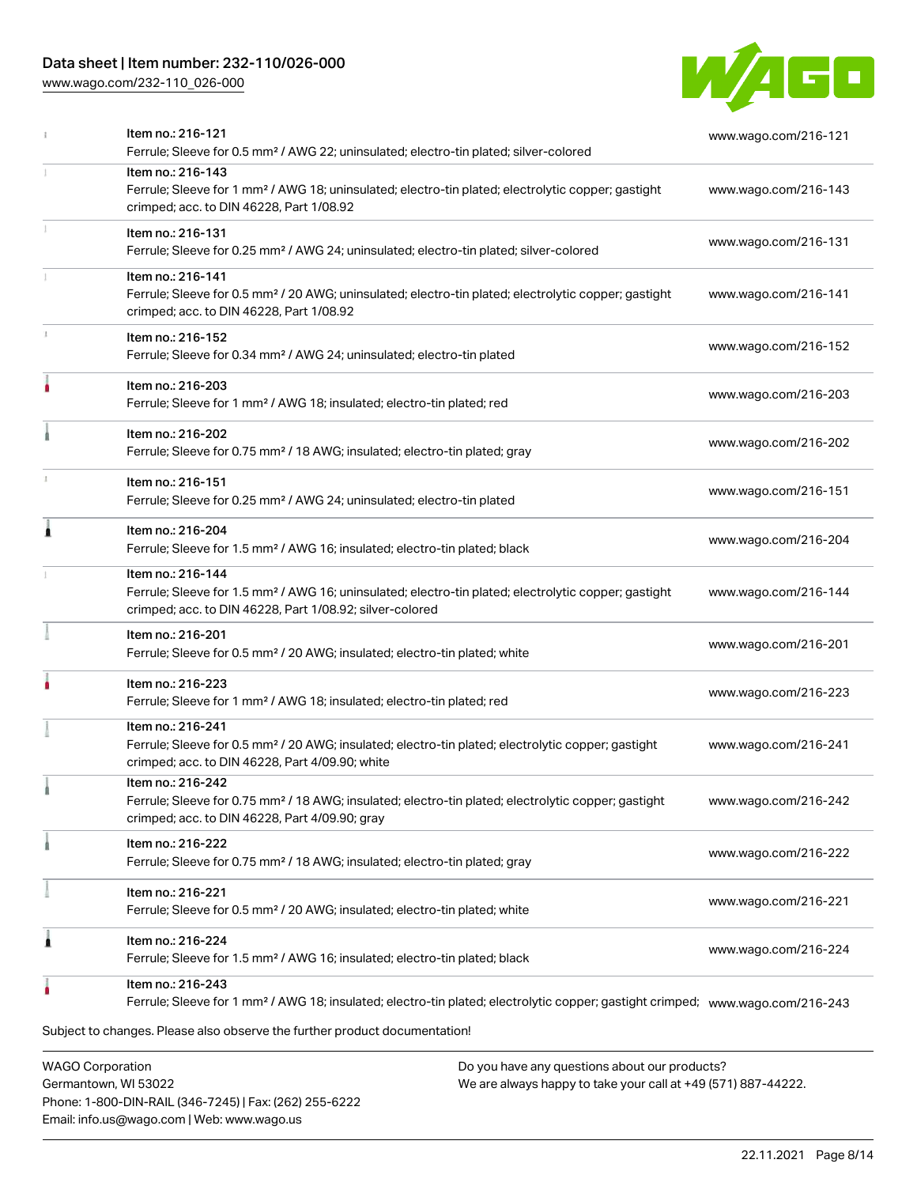| | Item | Link |
|---|---|---|
| | Item no.: 216-121<br>Ferrule; Sleeve for 0.5 mm² / AWG 22; uninsulated; electro-tin plated; silver-colored | www.wago.com/216-121 |
| | Item no.: 216-143<br>Ferrule; Sleeve for 1 mm² / AWG 18; uninsulated; electro-tin plated; electrolytic copper; gastight crimped; acc. to DIN 46228, Part 1/08.92 | www.wago.com/216-143 |
| | Item no.: 216-131<br>Ferrule; Sleeve for 0.25 mm² / AWG 24; uninsulated; electro-tin plated; silver-colored | www.wago.com/216-131 |
| | Item no.: 216-141<br>Ferrule; Sleeve for 0.5 mm² / 20 AWG; uninsulated; electro-tin plated; electrolytic copper; gastight crimped; acc. to DIN 46228, Part 1/08.92 | www.wago.com/216-141 |
| | Item no.: 216-152<br>Ferrule; Sleeve for 0.34 mm² / AWG 24; uninsulated; electro-tin plated | www.wago.com/216-152 |
| | Item no.: 216-203<br>Ferrule; Sleeve for 1 mm² / AWG 18; insulated; electro-tin plated; red | www.wago.com/216-203 |
| | Item no.: 216-202<br>Ferrule; Sleeve for 0.75 mm² / 18 AWG; insulated; electro-tin plated; gray | www.wago.com/216-202 |
| | Item no.: 216-151<br>Ferrule; Sleeve for 0.25 mm² / AWG 24; uninsulated; electro-tin plated | www.wago.com/216-151 |
| | Item no.: 216-204<br>Ferrule; Sleeve for 1.5 mm² / AWG 16; insulated; electro-tin plated; black | www.wago.com/216-204 |
| | Item no.: 216-144<br>Ferrule; Sleeve for 1.5 mm² / AWG 16; uninsulated; electro-tin plated; electrolytic copper; gastight crimped; acc. to DIN 46228, Part 1/08.92; silver-colored | www.wago.com/216-144 |
| | Item no.: 216-201<br>Ferrule; Sleeve for 0.5 mm² / 20 AWG; insulated; electro-tin plated; white | www.wago.com/216-201 |
| | Item no.: 216-223<br>Ferrule; Sleeve for 1 mm² / AWG 18; insulated; electro-tin plated; red | www.wago.com/216-223 |
| | Item no.: 216-241<br>Ferrule; Sleeve for 0.5 mm² / 20 AWG; insulated; electro-tin plated; electrolytic copper; gastight crimped; acc. to DIN 46228, Part 4/09.90; white | www.wago.com/216-241 |
| | Item no.: 216-242<br>Ferrule; Sleeve for 0.75 mm² / 18 AWG; insulated; electro-tin plated; electrolytic copper; gastight crimped; acc. to DIN 46228, Part 4/09.90; gray | www.wago.com/216-242 |
| | Item no.: 216-222<br>Ferrule; Sleeve for 0.75 mm² / 18 AWG; insulated; electro-tin plated; gray | www.wago.com/216-222 |
| | Item no.: 216-221<br>Ferrule; Sleeve for 0.5 mm² / 20 AWG; insulated; electro-tin plated; white | www.wago.com/216-221 |
| | Item no.: 216-224<br>Ferrule; Sleeve for 1.5 mm² / AWG 16; insulated; electro-tin plated; black | www.wago.com/216-224 |
| | Item no.: 216-243<br>Ferrule; Sleeve for 1 mm² / AWG 18; insulated; electro-tin plated; electrolytic copper; gastight crimped; | www.wago.com/216-243 |

Subject to changes. Please also observe the further product documentation!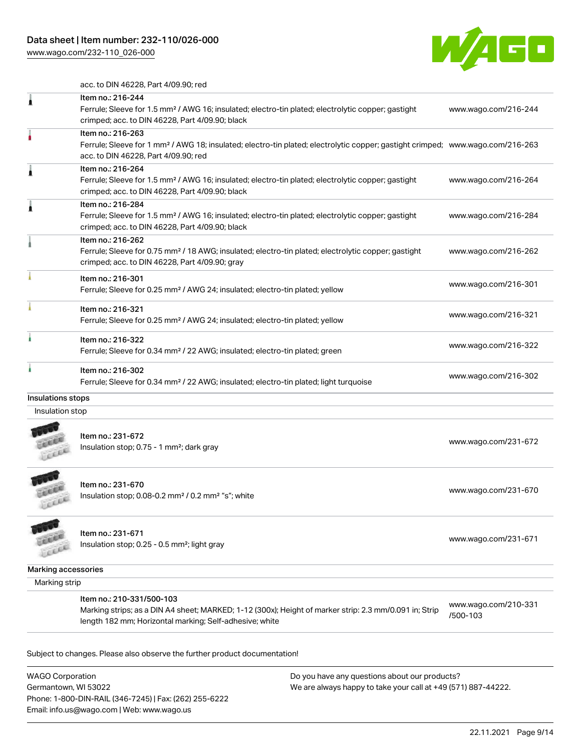acc. to DIN 46228, Part 4/09.90; red

| | | |
|---|---|---|
| | Item no.: 216-244<br>Ferrule; Sleeve for 1.5 mm² / AWG 16; insulated; electro-tin plated; electrolytic copper; gastight crimped; acc. to DIN 46228, Part 4/09.90; black | www.wago.com/216-244 |
| | Item no.: 216-263<br>Ferrule; Sleeve for 1 mm² / AWG 18; insulated; electro-tin plated; electrolytic copper; gastight crimped; acc. to DIN 46228, Part 4/09.90; red | www.wago.com/216-263 |
| | Item no.: 216-264<br>Ferrule; Sleeve for 1.5 mm² / AWG 16; insulated; electro-tin plated; electrolytic copper; gastight crimped; acc. to DIN 46228, Part 4/09.90; black | www.wago.com/216-264 |
| | Item no.: 216-284<br>Ferrule; Sleeve for 1.5 mm² / AWG 16; insulated; electro-tin plated; electrolytic copper; gastight crimped; acc. to DIN 46228, Part 4/09.90; black | www.wago.com/216-284 |
| | Item no.: 216-262<br>Ferrule; Sleeve for 0.75 mm² / 18 AWG; insulated; electro-tin plated; electrolytic copper; gastight crimped; acc. to DIN 46228, Part 4/09.90; gray | www.wago.com/216-262 |
| | Item no.: 216-301<br>Ferrule; Sleeve for 0.25 mm² / AWG 24; insulated; electro-tin plated; yellow | www.wago.com/216-301 |
| | Item no.: 216-321<br>Ferrule; Sleeve for 0.25 mm² / AWG 24; insulated; electro-tin plated; yellow | www.wago.com/216-321 |
| | Item no.: 216-322<br>Ferrule; Sleeve for 0.34 mm² / 22 AWG; insulated; electro-tin plated; green | www.wago.com/216-322 |
| | Item no.: 216-302<br>Ferrule; Sleeve for 0.34 mm² / 22 AWG; insulated; electro-tin plated; light turquoise | www.wago.com/216-302 |

**Insulations stops**

Insulation stop

| | | |
|---|---|---|
| | Item no.: 231-672<br>Insulation stop; 0.75 - 1 mm²; dark gray | www.wago.com/231-672 |
| | Item no.: 231-670<br>Insulation stop; 0.08-0.2 mm² / 0.2 mm² "s"; white | www.wago.com/231-670 |
| | Item no.: 231-671<br>Insulation stop; 0.25 - 0.5 mm²; light gray | www.wago.com/231-671 |

**Marking accessories**

Marking strip

| | | |
|---|---|---|
| | Item no.: 210-331/500-103<br>Marking strips; as a DIN A4 sheet; MARKED; 1-12 (300x); Height of marker strip: 2.3 mm/0.091 in; Strip length 182 mm; Horizontal marking; Self-adhesive; white | www.wago.com/210-331/500-103 |

Subject to changes. Please also observe the further product documentation!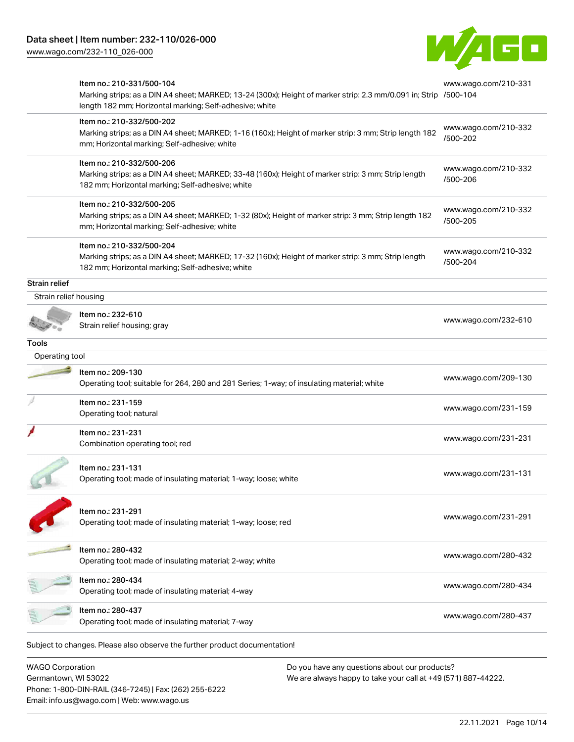| | |
|---|---|
| Item no.: 210-331/500-104<br>Marking strips; as a DIN A4 sheet; MARKED; 13-24 (300x); Height of marker strip: 2.3 mm/0.091 in; Strip length 182 mm; Horizontal marking; Self-adhesive; white | www.wago.com/210-331/500-104 |
| Item no.: 210-332/500-202<br>Marking strips; as a DIN A4 sheet; MARKED; 1-16 (160x); Height of marker strip: 3 mm; Strip length 182 mm; Horizontal marking; Self-adhesive; white | www.wago.com/210-332/500-202 |
| Item no.: 210-332/500-206<br>Marking strips; as a DIN A4 sheet; MARKED; 33-48 (160x); Height of marker strip: 3 mm; Strip length 182 mm; Horizontal marking; Self-adhesive; white | www.wago.com/210-332/500-206 |
| Item no.: 210-332/500-205<br>Marking strips; as a DIN A4 sheet; MARKED; 1-32 (80x); Height of marker strip: 3 mm; Strip length 182 mm; Horizontal marking; Self-adhesive; white | www.wago.com/210-332/500-205 |
| Item no.: 210-332/500-204<br>Marking strips; as a DIN A4 sheet; MARKED; 17-32 (160x); Height of marker strip: 3 mm; Strip length 182 mm; Horizontal marking; Self-adhesive; white | www.wago.com/210-332/500-204 |

**Strain relief**

Strain relief housing

| | |
|---|---|
| Item no.: 232-610<br>Strain relief housing; gray | www.wago.com/232-610 |

**Tools**

Operating tool

| | |
|---|---|
| Item no.: 209-130<br>Operating tool; suitable for 264, 280 and 281 Series; 1-way; of insulating material; white | www.wago.com/209-130 |
| Item no.: 231-159<br>Operating tool; natural | www.wago.com/231-159 |
| Item no.: 231-231<br>Combination operating tool; red | www.wago.com/231-231 |
| Item no.: 231-131<br>Operating tool; made of insulating material; 1-way; loose; white | www.wago.com/231-131 |
| Item no.: 231-291<br>Operating tool; made of insulating material; 1-way; loose; red | www.wago.com/231-291 |
| Item no.: 280-432<br>Operating tool; made of insulating material; 2-way; white | www.wago.com/280-432 |
| Item no.: 280-434<br>Operating tool; made of insulating material; 4-way | www.wago.com/280-434 |
| Item no.: 280-437<br>Operating tool; made of insulating material; 7-way | www.wago.com/280-437 |

Subject to changes. Please also observe the further product documentation!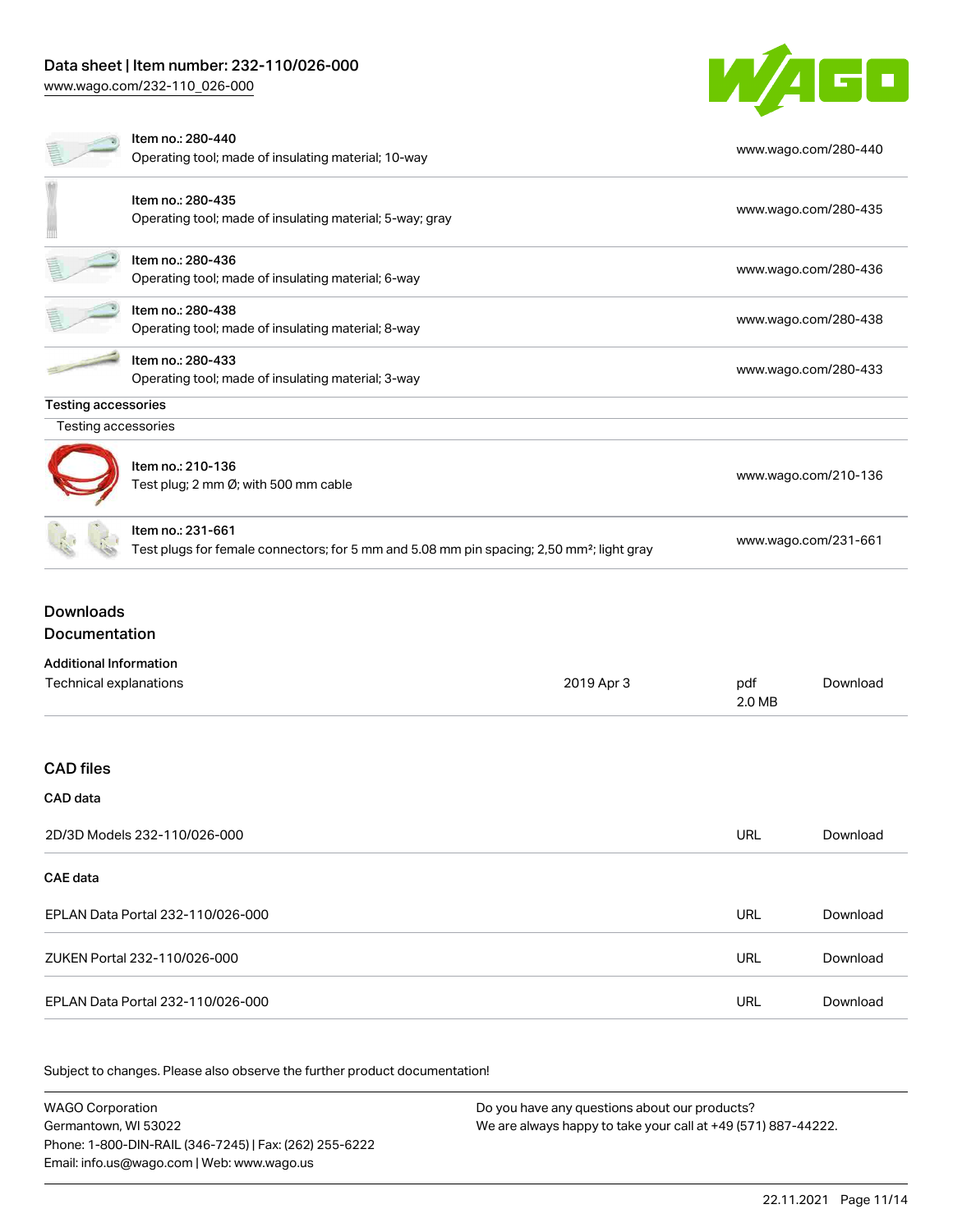| Item | URL |
| --- | --- |
| Item no.: 280-440<br>Operating tool; made of insulating material; 10-way | www.wago.com/280-440 |
| Item no.: 280-435<br>Operating tool; made of insulating material; 5-way; gray | www.wago.com/280-435 |
| Item no.: 280-436<br>Operating tool; made of insulating material; 6-way | www.wago.com/280-436 |
| Item no.: 280-438<br>Operating tool; made of insulating material; 8-way | www.wago.com/280-438 |
| Item no.: 280-433<br>Operating tool; made of insulating material; 3-way | www.wago.com/280-433 |

**Testing accessories**

Testing accessories

| Item | URL |
| --- | --- |
| Item no.: 210-136<br>Test plug; 2 mm Ø; with 500 mm cable | www.wago.com/210-136 |
| Item no.: 231-661<br>Test plugs for female connectors; for 5 mm and 5.08 mm pin spacing; 2,50 mm²; light gray | www.wago.com/231-661 |

## Downloads

## Documentation

**Additional Information**

| Technical explanations | 2019 Apr 3 | pdf<br>2.0 MB | Download |
| --- | --- | --- | --- |

## CAD files

**CAD data**

| 2D/3D Models 232-110/026-000 | URL | Download |
| --- | --- | --- |

**CAE data**

| Name | Type | Link |
| --- | --- | --- |
| EPLAN Data Portal 232-110/026-000 | URL | Download |
| ZUKEN Portal 232-110/026-000 | URL | Download |
| EPLAN Data Portal 232-110/026-000 | URL | Download |

Subject to changes. Please also observe the further product documentation!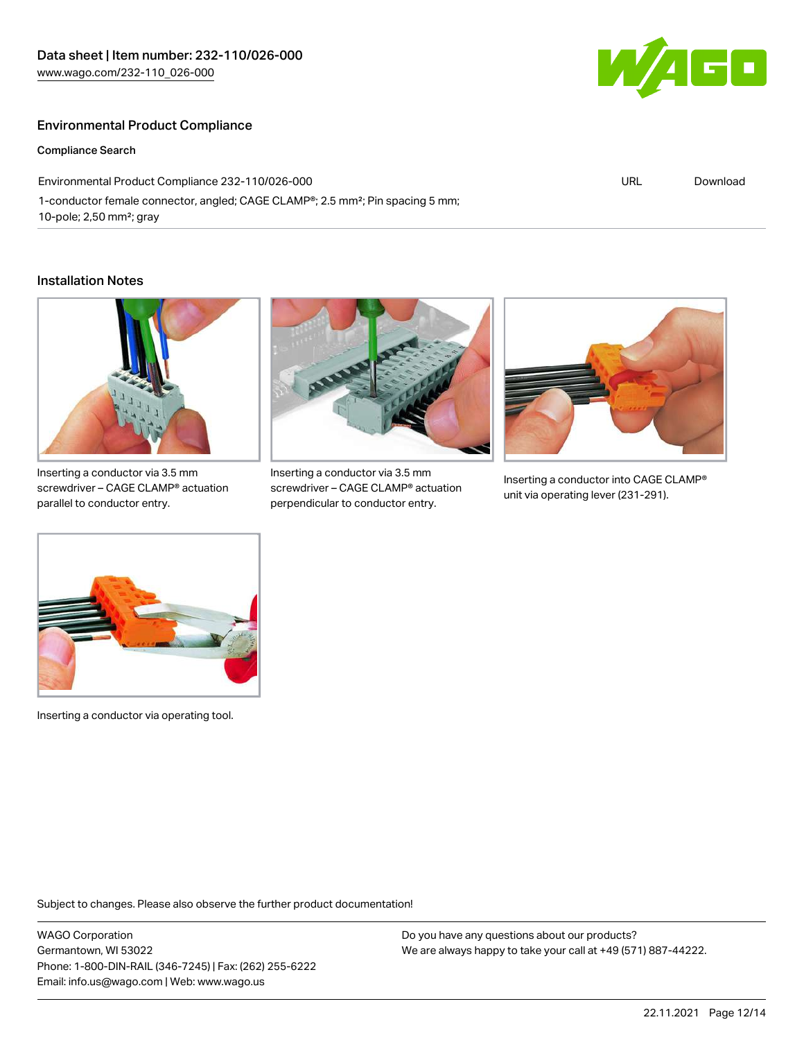## Environmental Product Compliance

### Compliance Search

| Environmental Product Compliance 232-110/026-000 | URL | Download |
| --- | --- | --- |
| 1-conductor female connector, angled; CAGE CLAMP®; 2.5 mm²; Pin spacing 5 mm; 10-pole; 2,50 mm²; gray | | |

## Installation Notes

Inserting a conductor via 3.5 mm screwdriver – CAGE CLAMP® actuation parallel to conductor entry.

Inserting a conductor via 3.5 mm screwdriver – CAGE CLAMP® actuation perpendicular to conductor entry.

Inserting a conductor into CAGE CLAMP® unit via operating lever (231-291).

Inserting a conductor via operating tool.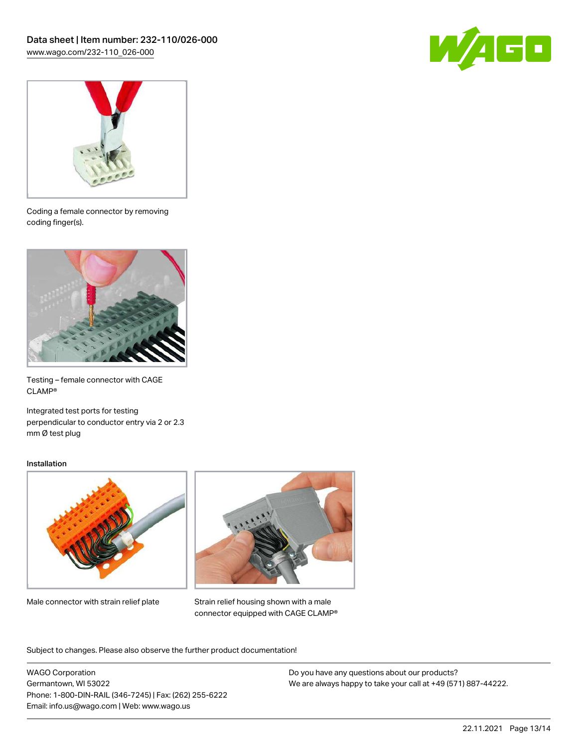Coding a female connector by removing coding finger(s).

Testing – female connector with CAGE CLAMP®

Integrated test ports for testing perpendicular to conductor entry via 2 or 2.3 mm Ø test plug

Installation

Male connector with strain relief plate

Strain relief housing shown with a male connector equipped with CAGE CLAMP®

Subject to changes. Please also observe the further product documentation!

WAGO Corporation
Germantown, WI 53022
Phone: 1-800-DIN-RAIL (346-7245) | Fax: (262) 255-6222
Email: info.us@wago.com | Web: www.wago.us

Do you have any questions about our products?
We are always happy to take your call at +49 (571) 887-44222.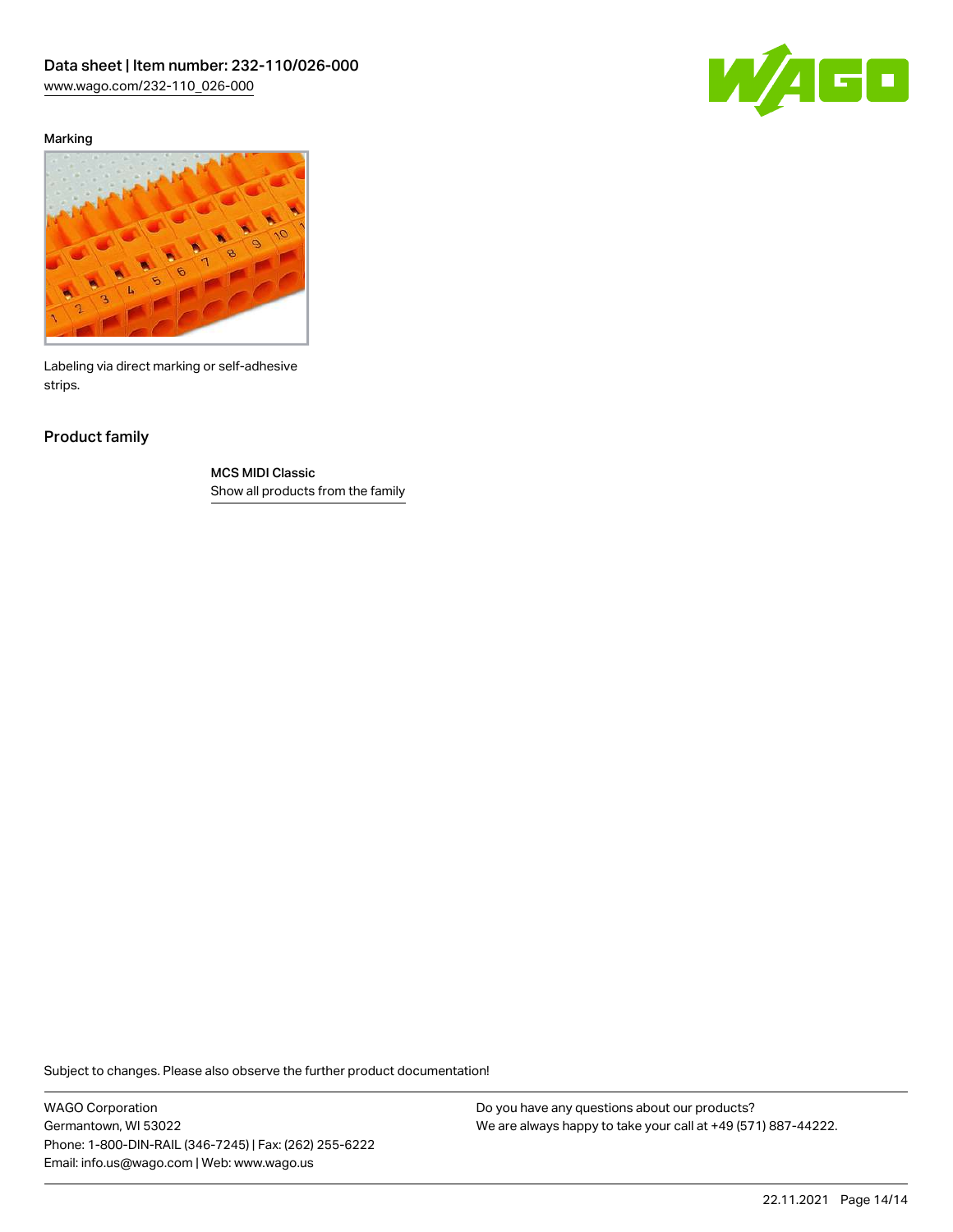Marking

Labeling via direct marking or self-adhesive strips.

## Product family

MCS MIDI Classic
Show all products from the family

Subject to changes. Please also observe the further product documentation!

WAGO Corporation
Germantown, WI 53022
Phone: 1-800-DIN-RAIL (346-7245) | Fax: (262) 255-6222
Email: info.us@wago.com | Web: www.wago.us

Do you have any questions about our products?
We are always happy to take your call at +49 (571) 887-44222.